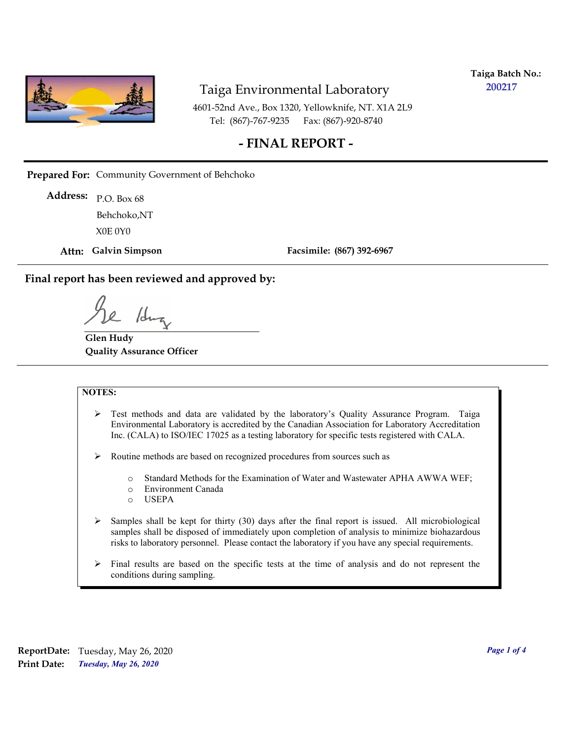**Taiga Batch No.:** 200217

# Taiga Environmental Laboratory

4601-52nd Ave., Box 1320, Yellowknife, NT. X1A 2L9
Tel: (867)-767-9235 Fax: (867)-920-8740

## - FINAL REPORT -

**Prepared For:** Community Government of Behchoko

**Address:** P.O. Box 68
Behchoko,NT
X0E 0Y0

**Attn:** **Galvin Simpson** **Facsimile:** **(867) 392-6967**

**Final report has been reviewed and approved by:**

**Glen Hudy**
**Quality Assurance Officer**

**NOTES:**

- Test methods and data are validated by the laboratory's Quality Assurance Program. Taiga Environmental Laboratory is accredited by the Canadian Association for Laboratory Accreditation Inc. (CALA) to ISO/IEC 17025 as a testing laboratory for specific tests registered with CALA.
- Routine methods are based on recognized procedures from sources such as
  - Standard Methods for the Examination of Water and Wastewater APHA AWWA WEF;
  - Environment Canada
  - USEPA
- Samples shall be kept for thirty (30) days after the final report is issued. All microbiological samples shall be disposed of immediately upon completion of analysis to minimize biohazardous risks to laboratory personnel. Please contact the laboratory if you have any special requirements.
- Final results are based on the specific tests at the time of analysis and do not represent the conditions during sampling.

**ReportDate:** Tuesday, May 26, 2020
**Print Date:** *Tuesday, May 26, 2020*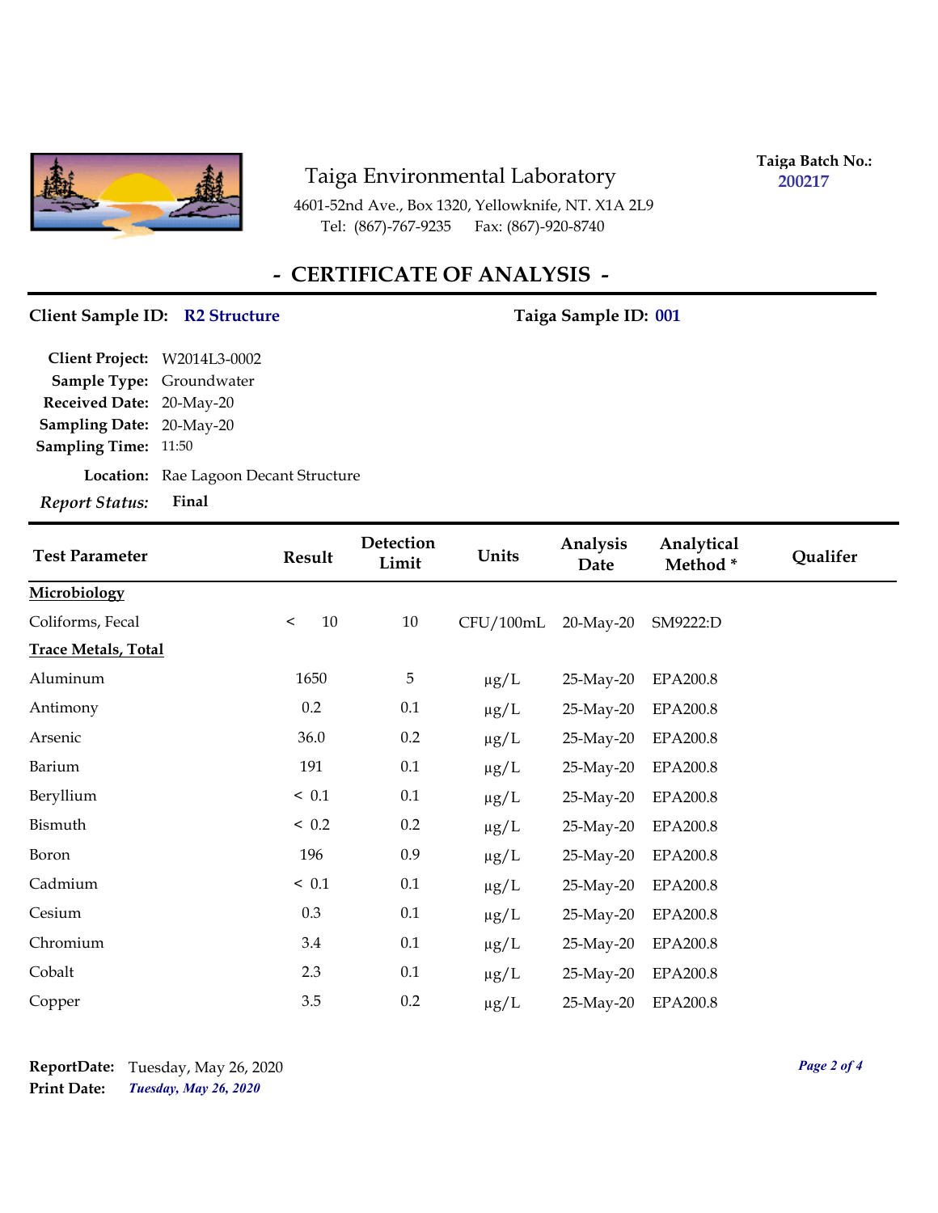Taiga Environmental Laboratory

4601-52nd Ave., Box 1320, Yellowknife, NT. X1A 2L9
Tel: (867)-767-9235 Fax: (867)-920-8740

**Taiga Batch No.:** 200217

## - CERTIFICATE OF ANALYSIS -

**Client Sample ID:** R2 Structure **Taiga Sample ID:** 001

**Client Project:** W2014L3-0002
**Sample Type:** Groundwater
**Received Date:** 20-May-20
**Sampling Date:** 20-May-20
**Sampling Time:** 11:50
**Location:** Rae Lagoon Decant Structure
***Report Status:*** **Final**

| Test Parameter | Result | Detection Limit | Units | Analysis Date | Analytical Method * | Qualifer |
|---|---|---|---|---|---|---|
| **Microbiology** | | | | | | |
| Coliforms, Fecal | < 10 | 10 | CFU/100mL | 20-May-20 | SM9222:D | |
| **Trace Metals, Total** | | | | | | |
| Aluminum | 1650 | 5 | µg/L | 25-May-20 | EPA200.8 | |
| Antimony | 0.2 | 0.1 | µg/L | 25-May-20 | EPA200.8 | |
| Arsenic | 36.0 | 0.2 | µg/L | 25-May-20 | EPA200.8 | |
| Barium | 191 | 0.1 | µg/L | 25-May-20 | EPA200.8 | |
| Beryllium | < 0.1 | 0.1 | µg/L | 25-May-20 | EPA200.8 | |
| Bismuth | < 0.2 | 0.2 | µg/L | 25-May-20 | EPA200.8 | |
| Boron | 196 | 0.9 | µg/L | 25-May-20 | EPA200.8 | |
| Cadmium | < 0.1 | 0.1 | µg/L | 25-May-20 | EPA200.8 | |
| Cesium | 0.3 | 0.1 | µg/L | 25-May-20 | EPA200.8 | |
| Chromium | 3.4 | 0.1 | µg/L | 25-May-20 | EPA200.8 | |
| Cobalt | 2.3 | 0.1 | µg/L | 25-May-20 | EPA200.8 | |
| Copper | 3.5 | 0.2 | µg/L | 25-May-20 | EPA200.8 | |

**ReportDate:** Tuesday, May 26, 2020
**Print Date:** *Tuesday, May 26, 2020*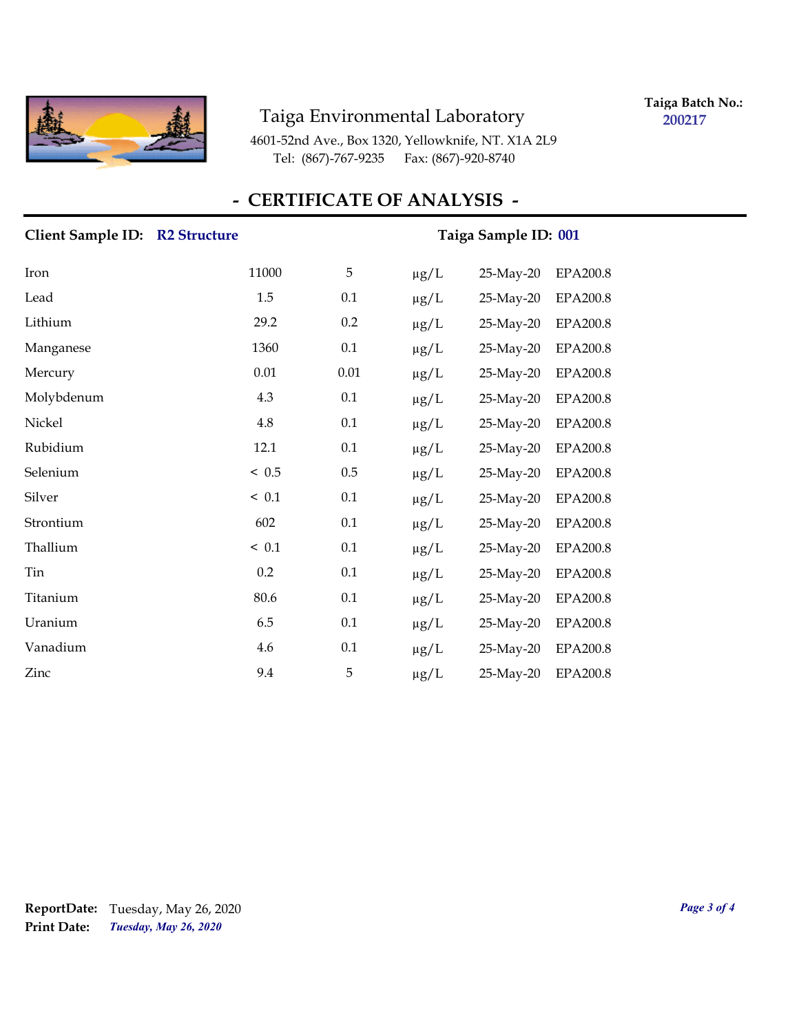# Taiga Environmental Laboratory

4601-52nd Ave., Box 1320, Yellowknife, NT. X1A 2L9
Tel: (867)-767-9235 Fax: (867)-920-8740

**Taiga Batch No.:** 200217

## - CERTIFICATE OF ANALYSIS -

**Client Sample ID:** R2 Structure **Taiga Sample ID:** 001

| | | | | | |
|---|---|---|---|---|---|
| Iron | 11000 | 5 | µg/L | 25-May-20 | EPA200.8 |
| Lead | 1.5 | 0.1 | µg/L | 25-May-20 | EPA200.8 |
| Lithium | 29.2 | 0.2 | µg/L | 25-May-20 | EPA200.8 |
| Manganese | 1360 | 0.1 | µg/L | 25-May-20 | EPA200.8 |
| Mercury | 0.01 | 0.01 | µg/L | 25-May-20 | EPA200.8 |
| Molybdenum | 4.3 | 0.1 | µg/L | 25-May-20 | EPA200.8 |
| Nickel | 4.8 | 0.1 | µg/L | 25-May-20 | EPA200.8 |
| Rubidium | 12.1 | 0.1 | µg/L | 25-May-20 | EPA200.8 |
| Selenium | < 0.5 | 0.5 | µg/L | 25-May-20 | EPA200.8 |
| Silver | < 0.1 | 0.1 | µg/L | 25-May-20 | EPA200.8 |
| Strontium | 602 | 0.1 | µg/L | 25-May-20 | EPA200.8 |
| Thallium | < 0.1 | 0.1 | µg/L | 25-May-20 | EPA200.8 |
| Tin | 0.2 | 0.1 | µg/L | 25-May-20 | EPA200.8 |
| Titanium | 80.6 | 0.1 | µg/L | 25-May-20 | EPA200.8 |
| Uranium | 6.5 | 0.1 | µg/L | 25-May-20 | EPA200.8 |
| Vanadium | 4.6 | 0.1 | µg/L | 25-May-20 | EPA200.8 |
| Zinc | 9.4 | 5 | µg/L | 25-May-20 | EPA200.8 |

**ReportDate:** Tuesday, May 26, 2020
**Print Date:** *Tuesday, May 26, 2020*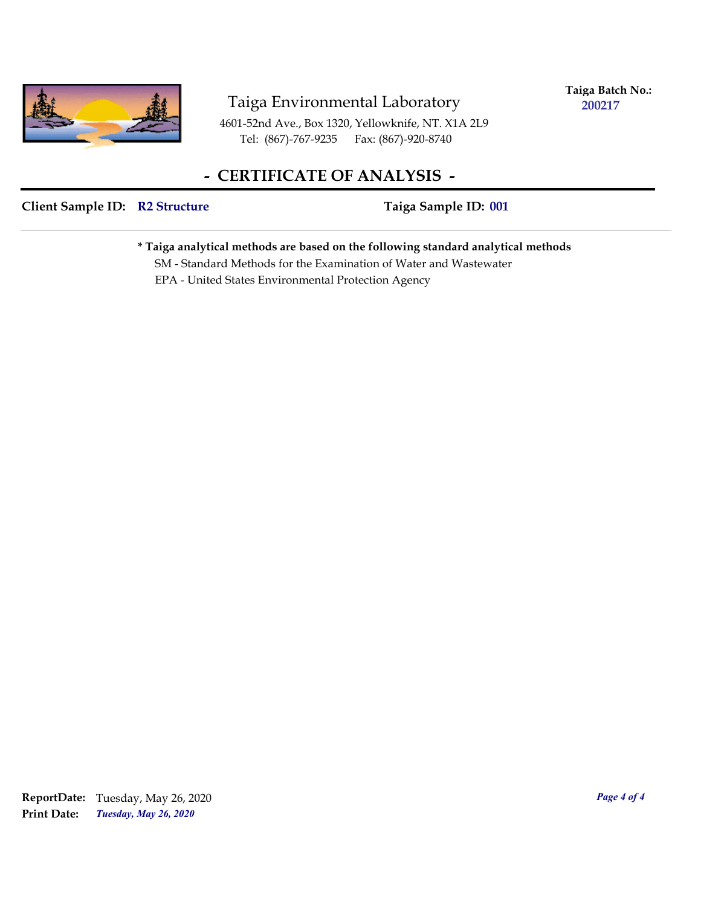Taiga Environmental Laboratory

4601-52nd Ave., Box 1320, Yellowknife, NT. X1A 2L9
Tel: (867)-767-9235 Fax: (867)-920-8740

**Taiga Batch No.:** 200217

# - CERTIFICATE OF ANALYSIS -

**Client Sample ID:** R2 Structure **Taiga Sample ID:** 001

**\* Taiga analytical methods are based on the following standard analytical methods**

SM - Standard Methods for the Examination of Water and Wastewater
EPA - United States Environmental Protection Agency

**ReportDate:** Tuesday, May 26, 2020
**Print Date:** *Tuesday, May 26, 2020*